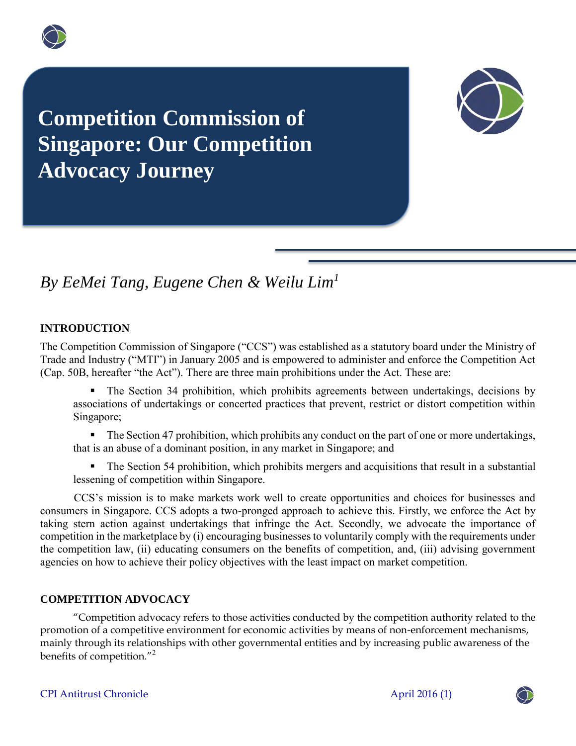# Competition Commission of Singapore: Our Competition Advocacy Journey

*By EeMei Tang, Eugene Chen & Weilu Lim*[1]

## INTRODUCTION

The Competition Commission of Singapore ("CCS") was established as a statutory board under the Ministry of Trade and Industry ("MTI") in January 2005 and is empowered to administer and enforce the Competition Act (Cap. 50B, hereafter "the Act"). There are three main prohibitions under the Act. These are:

- The Section 34 prohibition, which prohibits agreements between undertakings, decisions by associations of undertakings or concerted practices that prevent, restrict or distort competition within Singapore;
- The Section 47 prohibition, which prohibits any conduct on the part of one or more undertakings, that is an abuse of a dominant position, in any market in Singapore; and
- The Section 54 prohibition, which prohibits mergers and acquisitions that result in a substantial lessening of competition within Singapore.

CCS's mission is to make markets work well to create opportunities and choices for businesses and consumers in Singapore. CCS adopts a two-pronged approach to achieve this. Firstly, we enforce the Act by taking stern action against undertakings that infringe the Act. Secondly, we advocate the importance of competition in the marketplace by (i) encouraging businesses to voluntarily comply with the requirements under the competition law, (ii) educating consumers on the benefits of competition, and, (iii) advising government agencies on how to achieve their policy objectives with the least impact on market competition.

## COMPETITION ADVOCACY

"Competition advocacy refers to those activities conducted by the competition authority related to the promotion of a competitive environment for economic activities by means of non-enforcement mechanisms, mainly through its relationships with other governmental entities and by increasing public awareness of the benefits of competition."[2]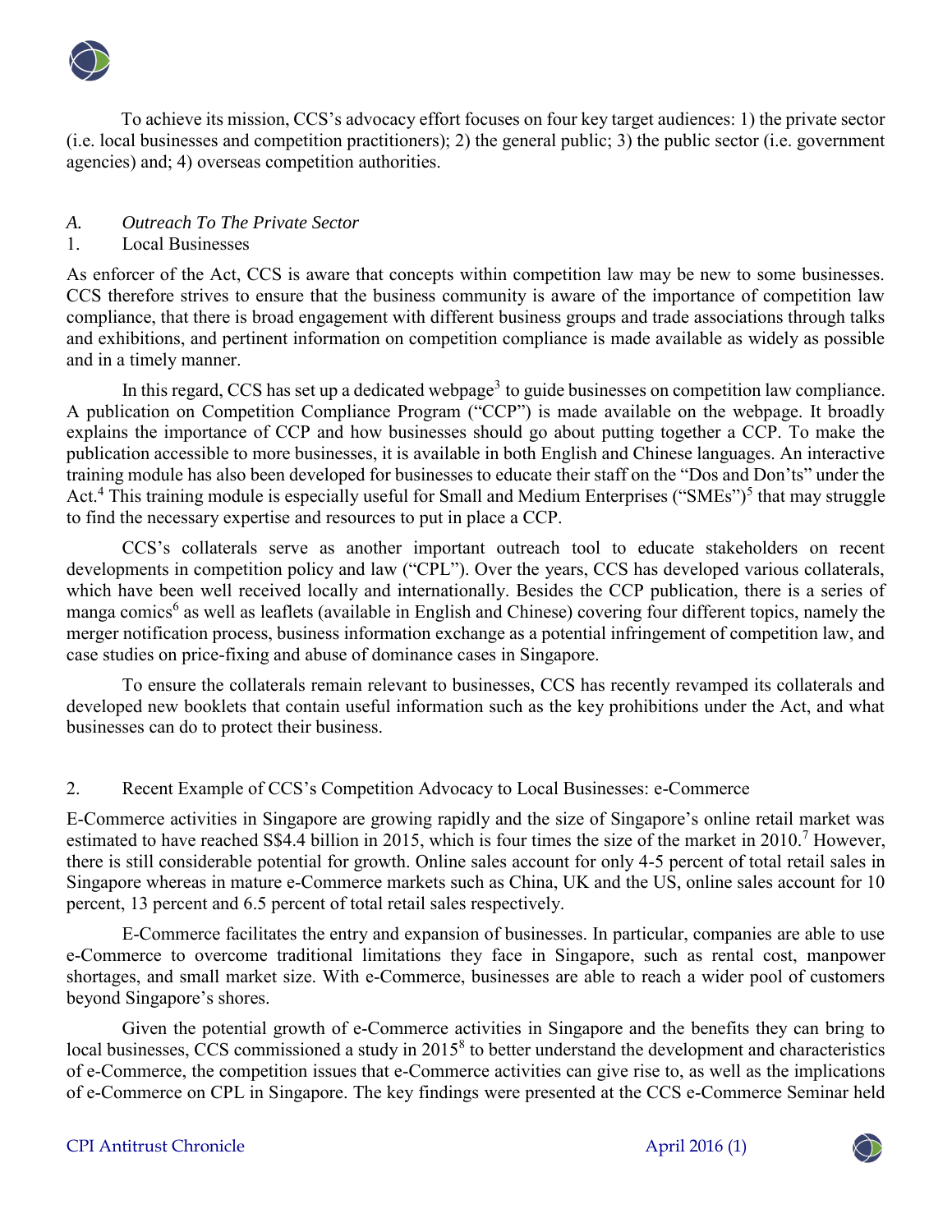To achieve its mission, CCS's advocacy effort focuses on four key target audiences: 1) the private sector (i.e. local businesses and competition practitioners); 2) the general public; 3) the public sector (i.e. government agencies) and; 4) overseas competition authorities.

### *A. Outreach To The Private Sector*

#### 1. Local Businesses

As enforcer of the Act, CCS is aware that concepts within competition law may be new to some businesses. CCS therefore strives to ensure that the business community is aware of the importance of competition law compliance, that there is broad engagement with different business groups and trade associations through talks and exhibitions, and pertinent information on competition compliance is made available as widely as possible and in a timely manner.

In this regard, CCS has set up a dedicated webpage[3] to guide businesses on competition law compliance. A publication on Competition Compliance Program ("CCP") is made available on the webpage. It broadly explains the importance of CCP and how businesses should go about putting together a CCP. To make the publication accessible to more businesses, it is available in both English and Chinese languages. An interactive training module has also been developed for businesses to educate their staff on the "Dos and Don'ts" under the Act.[4] This training module is especially useful for Small and Medium Enterprises ("SMEs")[5] that may struggle to find the necessary expertise and resources to put in place a CCP.

CCS's collaterals serve as another important outreach tool to educate stakeholders on recent developments in competition policy and law ("CPL"). Over the years, CCS has developed various collaterals, which have been well received locally and internationally. Besides the CCP publication, there is a series of manga comics[6] as well as leaflets (available in English and Chinese) covering four different topics, namely the merger notification process, business information exchange as a potential infringement of competition law, and case studies on price-fixing and abuse of dominance cases in Singapore.

To ensure the collaterals remain relevant to businesses, CCS has recently revamped its collaterals and developed new booklets that contain useful information such as the key prohibitions under the Act, and what businesses can do to protect their business.

#### 2. Recent Example of CCS's Competition Advocacy to Local Businesses: e-Commerce

E-Commerce activities in Singapore are growing rapidly and the size of Singapore's online retail market was estimated to have reached S$4.4 billion in 2015, which is four times the size of the market in 2010.[7] However, there is still considerable potential for growth. Online sales account for only 4-5 percent of total retail sales in Singapore whereas in mature e-Commerce markets such as China, UK and the US, online sales account for 10 percent, 13 percent and 6.5 percent of total retail sales respectively.

E-Commerce facilitates the entry and expansion of businesses. In particular, companies are able to use e-Commerce to overcome traditional limitations they face in Singapore, such as rental cost, manpower shortages, and small market size. With e-Commerce, businesses are able to reach a wider pool of customers beyond Singapore's shores.

Given the potential growth of e-Commerce activities in Singapore and the benefits they can bring to local businesses, CCS commissioned a study in 2015[8] to better understand the development and characteristics of e-Commerce, the competition issues that e-Commerce activities can give rise to, as well as the implications of e-Commerce on CPL in Singapore. The key findings were presented at the CCS e-Commerce Seminar held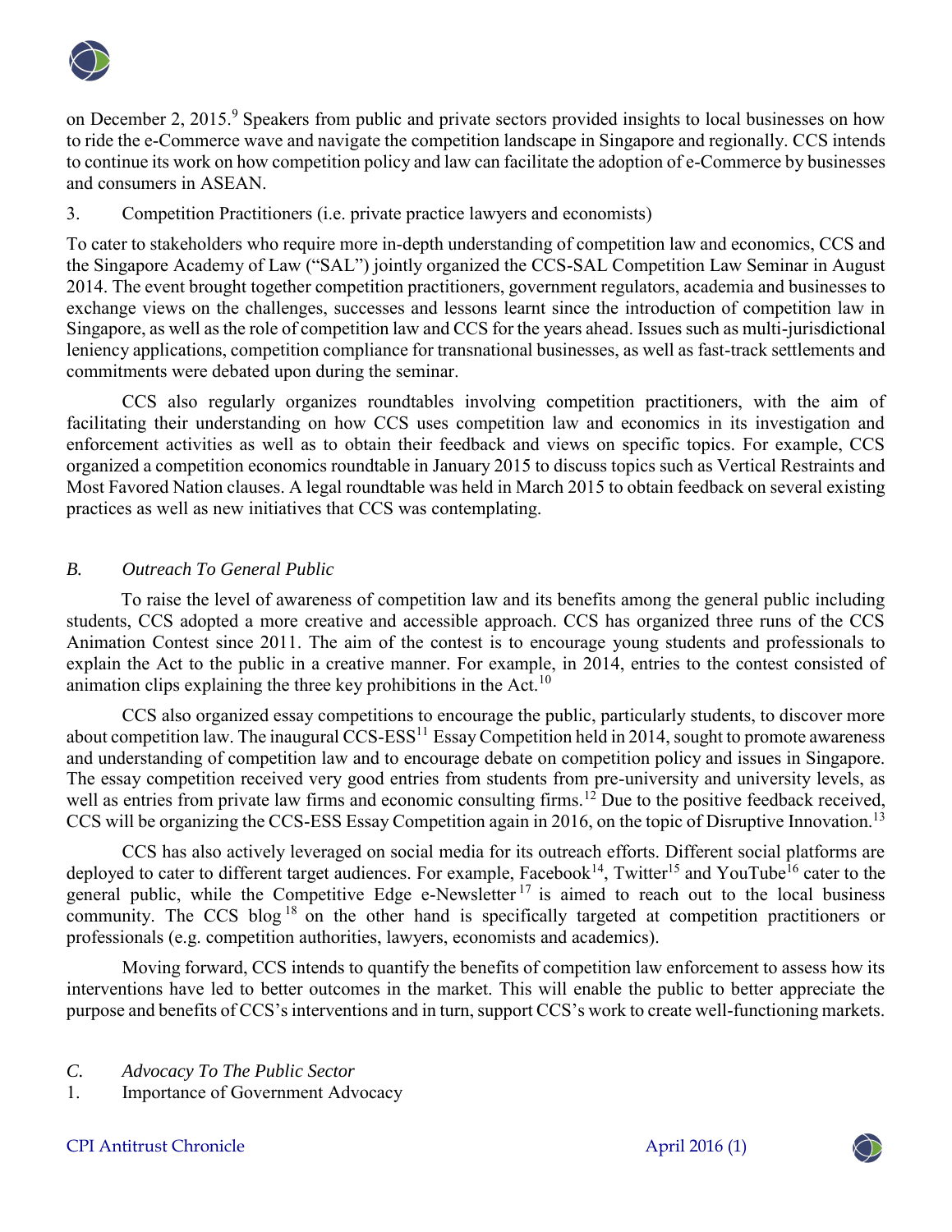on December 2, 2015.[9] Speakers from public and private sectors provided insights to local businesses on how to ride the e-Commerce wave and navigate the competition landscape in Singapore and regionally. CCS intends to continue its work on how competition policy and law can facilitate the adoption of e-Commerce by businesses and consumers in ASEAN.

3. Competition Practitioners (i.e. private practice lawyers and economists)

To cater to stakeholders who require more in-depth understanding of competition law and economics, CCS and the Singapore Academy of Law ("SAL") jointly organized the CCS-SAL Competition Law Seminar in August 2014. The event brought together competition practitioners, government regulators, academia and businesses to exchange views on the challenges, successes and lessons learnt since the introduction of competition law in Singapore, as well as the role of competition law and CCS for the years ahead. Issues such as multi-jurisdictional leniency applications, competition compliance for transnational businesses, as well as fast-track settlements and commitments were debated upon during the seminar.

CCS also regularly organizes roundtables involving competition practitioners, with the aim of facilitating their understanding on how CCS uses competition law and economics in its investigation and enforcement activities as well as to obtain their feedback and views on specific topics. For example, CCS organized a competition economics roundtable in January 2015 to discuss topics such as Vertical Restraints and Most Favored Nation clauses. A legal roundtable was held in March 2015 to obtain feedback on several existing practices as well as new initiatives that CCS was contemplating.

### *B. Outreach To General Public*

To raise the level of awareness of competition law and its benefits among the general public including students, CCS adopted a more creative and accessible approach. CCS has organized three runs of the CCS Animation Contest since 2011. The aim of the contest is to encourage young students and professionals to explain the Act to the public in a creative manner. For example, in 2014, entries to the contest consisted of animation clips explaining the three key prohibitions in the Act.[10]

CCS also organized essay competitions to encourage the public, particularly students, to discover more about competition law. The inaugural CCS-ESS[11] Essay Competition held in 2014, sought to promote awareness and understanding of competition law and to encourage debate on competition policy and issues in Singapore. The essay competition received very good entries from students from pre-university and university levels, as well as entries from private law firms and economic consulting firms.[12] Due to the positive feedback received, CCS will be organizing the CCS-ESS Essay Competition again in 2016, on the topic of Disruptive Innovation.[13]

CCS has also actively leveraged on social media for its outreach efforts. Different social platforms are deployed to cater to different target audiences. For example, Facebook[14], Twitter[15] and YouTube[16] cater to the general public, while the Competitive Edge e-Newsletter[17] is aimed to reach out to the local business community. The CCS blog[18] on the other hand is specifically targeted at competition practitioners or professionals (e.g. competition authorities, lawyers, economists and academics).

Moving forward, CCS intends to quantify the benefits of competition law enforcement to assess how its interventions have led to better outcomes in the market. This will enable the public to better appreciate the purpose and benefits of CCS's interventions and in turn, support CCS's work to create well-functioning markets.

### *C. Advocacy To The Public Sector*

1. Importance of Government Advocacy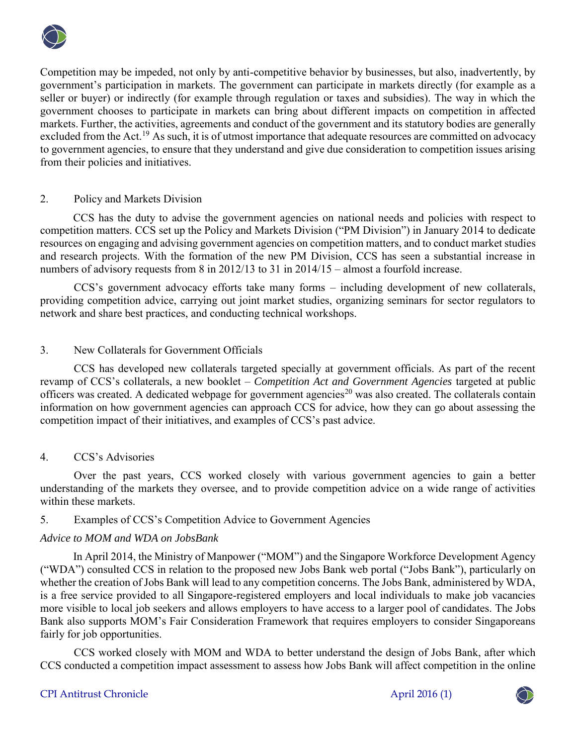Competition may be impeded, not only by anti-competitive behavior by businesses, but also, inadvertently, by government's participation in markets. The government can participate in markets directly (for example as a seller or buyer) or indirectly (for example through regulation or taxes and subsidies). The way in which the government chooses to participate in markets can bring about different impacts on competition in affected markets. Further, the activities, agreements and conduct of the government and its statutory bodies are generally excluded from the Act.[19] As such, it is of utmost importance that adequate resources are committed on advocacy to government agencies, to ensure that they understand and give due consideration to competition issues arising from their policies and initiatives.

## 2. Policy and Markets Division

CCS has the duty to advise the government agencies on national needs and policies with respect to competition matters. CCS set up the Policy and Markets Division ("PM Division") in January 2014 to dedicate resources on engaging and advising government agencies on competition matters, and to conduct market studies and research projects. With the formation of the new PM Division, CCS has seen a substantial increase in numbers of advisory requests from 8 in 2012/13 to 31 in 2014/15 – almost a fourfold increase.

CCS's government advocacy efforts take many forms – including development of new collaterals, providing competition advice, carrying out joint market studies, organizing seminars for sector regulators to network and share best practices, and conducting technical workshops.

## 3. New Collaterals for Government Officials

CCS has developed new collaterals targeted specially at government officials. As part of the recent revamp of CCS's collaterals, a new booklet – *Competition Act and Government Agencies* targeted at public officers was created. A dedicated webpage for government agencies[20] was also created. The collaterals contain information on how government agencies can approach CCS for advice, how they can go about assessing the competition impact of their initiatives, and examples of CCS's past advice.

## 4. CCS's Advisories

Over the past years, CCS worked closely with various government agencies to gain a better understanding of the markets they oversee, and to provide competition advice on a wide range of activities within these markets.

## 5. Examples of CCS's Competition Advice to Government Agencies

*Advice to MOM and WDA on JobsBank*

In April 2014, the Ministry of Manpower ("MOM") and the Singapore Workforce Development Agency ("WDA") consulted CCS in relation to the proposed new Jobs Bank web portal ("Jobs Bank"), particularly on whether the creation of Jobs Bank will lead to any competition concerns. The Jobs Bank, administered by WDA, is a free service provided to all Singapore-registered employers and local individuals to make job vacancies more visible to local job seekers and allows employers to have access to a larger pool of candidates. The Jobs Bank also supports MOM's Fair Consideration Framework that requires employers to consider Singaporeans fairly for job opportunities.

CCS worked closely with MOM and WDA to better understand the design of Jobs Bank, after which CCS conducted a competition impact assessment to assess how Jobs Bank will affect competition in the online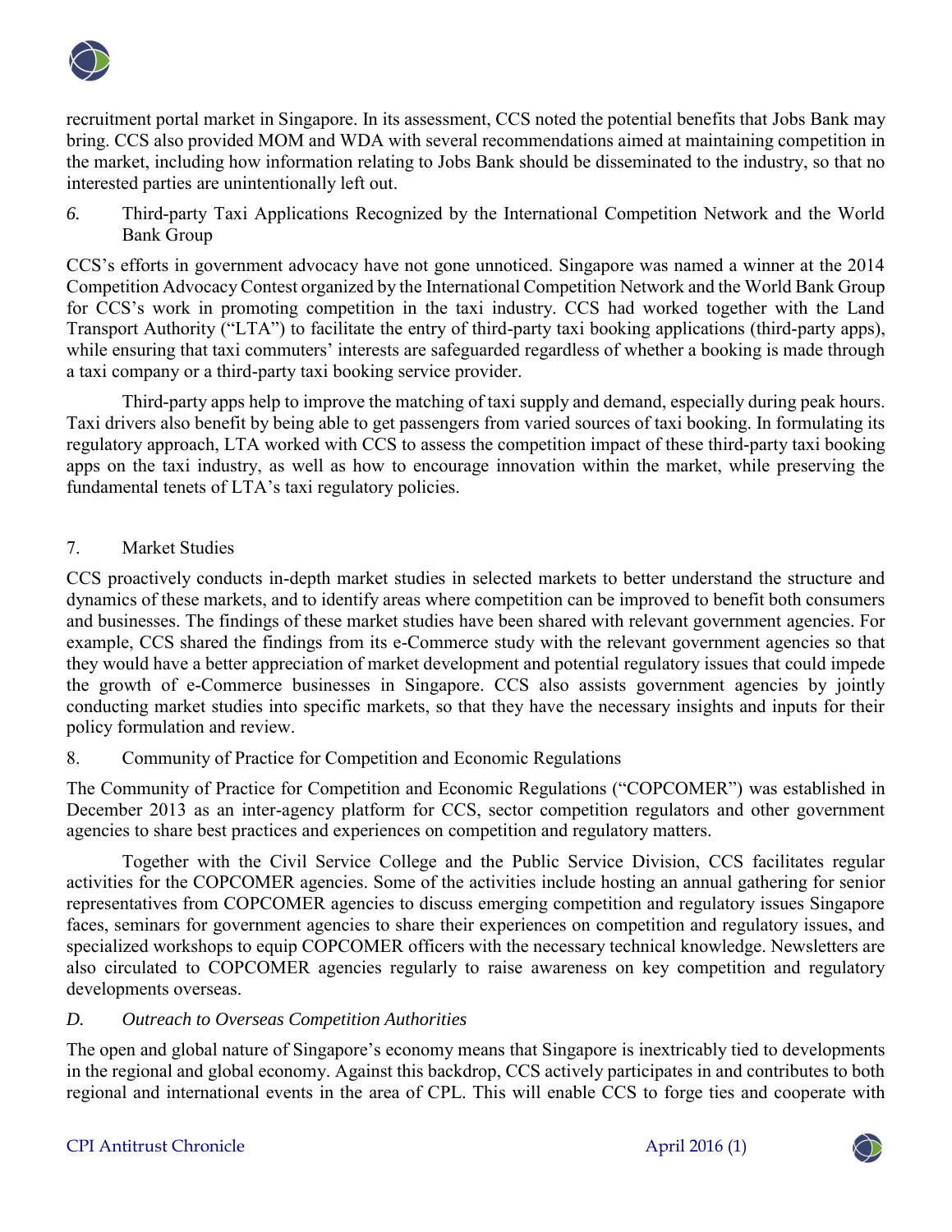recruitment portal market in Singapore. In its assessment, CCS noted the potential benefits that Jobs Bank may bring. CCS also provided MOM and WDA with several recommendations aimed at maintaining competition in the market, including how information relating to Jobs Bank should be disseminated to the industry, so that no interested parties are unintentionally left out.

### *6.* Third-party Taxi Applications Recognized by the International Competition Network and the World Bank Group

CCS's efforts in government advocacy have not gone unnoticed. Singapore was named a winner at the 2014 Competition Advocacy Contest organized by the International Competition Network and the World Bank Group for CCS's work in promoting competition in the taxi industry. CCS had worked together with the Land Transport Authority ("LTA") to facilitate the entry of third-party taxi booking applications (third-party apps), while ensuring that taxi commuters' interests are safeguarded regardless of whether a booking is made through a taxi company or a third-party taxi booking service provider.

Third-party apps help to improve the matching of taxi supply and demand, especially during peak hours. Taxi drivers also benefit by being able to get passengers from varied sources of taxi booking. In formulating its regulatory approach, LTA worked with CCS to assess the competition impact of these third-party taxi booking apps on the taxi industry, as well as how to encourage innovation within the market, while preserving the fundamental tenets of LTA's taxi regulatory policies.

### 7. Market Studies

CCS proactively conducts in-depth market studies in selected markets to better understand the structure and dynamics of these markets, and to identify areas where competition can be improved to benefit both consumers and businesses. The findings of these market studies have been shared with relevant government agencies. For example, CCS shared the findings from its e-Commerce study with the relevant government agencies so that they would have a better appreciation of market development and potential regulatory issues that could impede the growth of e-Commerce businesses in Singapore. CCS also assists government agencies by jointly conducting market studies into specific markets, so that they have the necessary insights and inputs for their policy formulation and review.

### 8. Community of Practice for Competition and Economic Regulations

The Community of Practice for Competition and Economic Regulations ("COPCOMER") was established in December 2013 as an inter-agency platform for CCS, sector competition regulators and other government agencies to share best practices and experiences on competition and regulatory matters.

Together with the Civil Service College and the Public Service Division, CCS facilitates regular activities for the COPCOMER agencies. Some of the activities include hosting an annual gathering for senior representatives from COPCOMER agencies to discuss emerging competition and regulatory issues Singapore faces, seminars for government agencies to share their experiences on competition and regulatory issues, and specialized workshops to equip COPCOMER officers with the necessary technical knowledge. Newsletters are also circulated to COPCOMER agencies regularly to raise awareness on key competition and regulatory developments overseas.

## *D. Outreach to Overseas Competition Authorities*

The open and global nature of Singapore's economy means that Singapore is inextricably tied to developments in the regional and global economy. Against this backdrop, CCS actively participates in and contributes to both regional and international events in the area of CPL. This will enable CCS to forge ties and cooperate with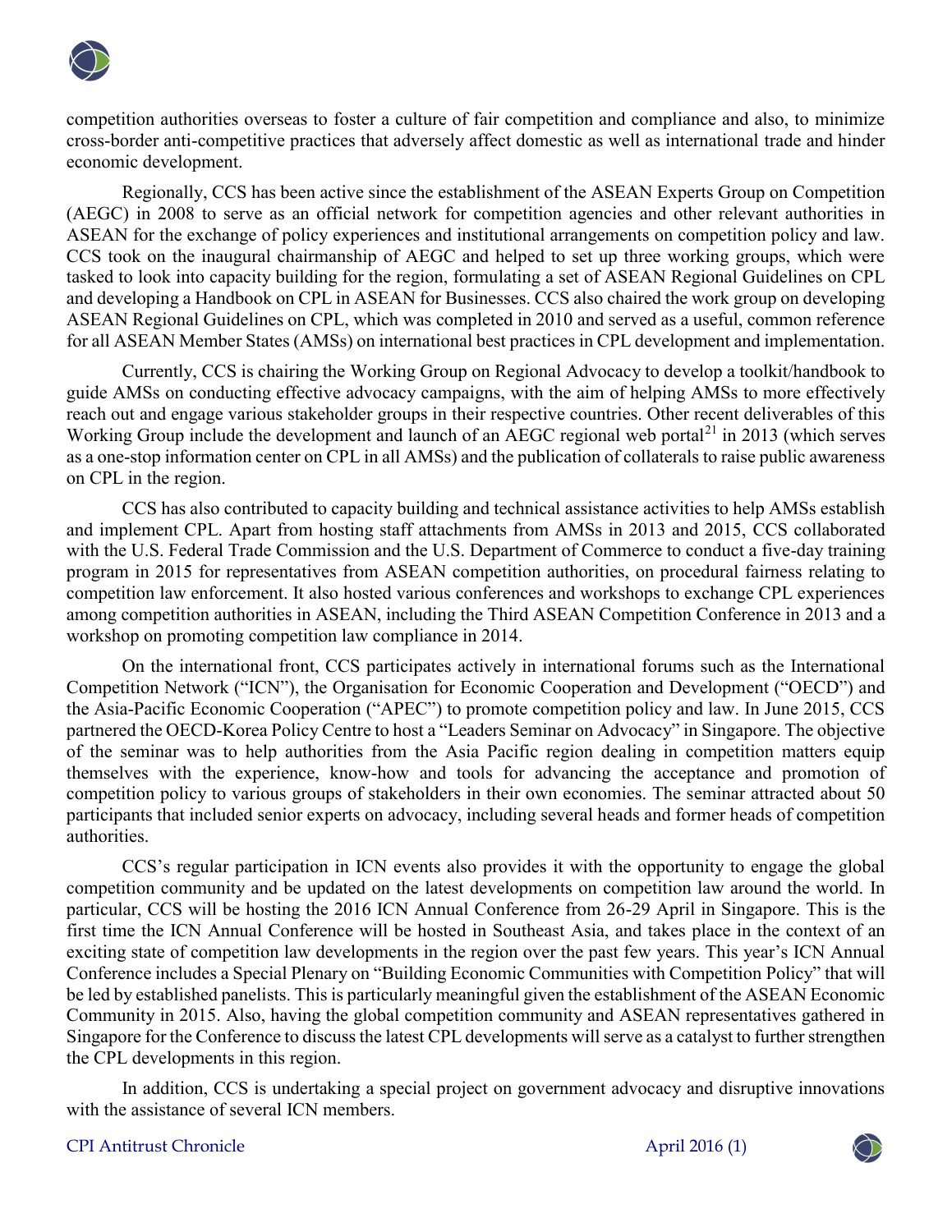competition authorities overseas to foster a culture of fair competition and compliance and also, to minimize cross-border anti-competitive practices that adversely affect domestic as well as international trade and hinder economic development.

Regionally, CCS has been active since the establishment of the ASEAN Experts Group on Competition (AEGC) in 2008 to serve as an official network for competition agencies and other relevant authorities in ASEAN for the exchange of policy experiences and institutional arrangements on competition policy and law. CCS took on the inaugural chairmanship of AEGC and helped to set up three working groups, which were tasked to look into capacity building for the region, formulating a set of ASEAN Regional Guidelines on CPL and developing a Handbook on CPL in ASEAN for Businesses. CCS also chaired the work group on developing ASEAN Regional Guidelines on CPL, which was completed in 2010 and served as a useful, common reference for all ASEAN Member States (AMSs) on international best practices in CPL development and implementation.

Currently, CCS is chairing the Working Group on Regional Advocacy to develop a toolkit/handbook to guide AMSs on conducting effective advocacy campaigns, with the aim of helping AMSs to more effectively reach out and engage various stakeholder groups in their respective countries. Other recent deliverables of this Working Group include the development and launch of an AEGC regional web portal[21] in 2013 (which serves as a one-stop information center on CPL in all AMSs) and the publication of collaterals to raise public awareness on CPL in the region.

CCS has also contributed to capacity building and technical assistance activities to help AMSs establish and implement CPL. Apart from hosting staff attachments from AMSs in 2013 and 2015, CCS collaborated with the U.S. Federal Trade Commission and the U.S. Department of Commerce to conduct a five-day training program in 2015 for representatives from ASEAN competition authorities, on procedural fairness relating to competition law enforcement. It also hosted various conferences and workshops to exchange CPL experiences among competition authorities in ASEAN, including the Third ASEAN Competition Conference in 2013 and a workshop on promoting competition law compliance in 2014.

On the international front, CCS participates actively in international forums such as the International Competition Network ("ICN"), the Organisation for Economic Cooperation and Development ("OECD") and the Asia-Pacific Economic Cooperation ("APEC") to promote competition policy and law. In June 2015, CCS partnered the OECD-Korea Policy Centre to host a "Leaders Seminar on Advocacy" in Singapore. The objective of the seminar was to help authorities from the Asia Pacific region dealing in competition matters equip themselves with the experience, know-how and tools for advancing the acceptance and promotion of competition policy to various groups of stakeholders in their own economies. The seminar attracted about 50 participants that included senior experts on advocacy, including several heads and former heads of competition authorities.

CCS's regular participation in ICN events also provides it with the opportunity to engage the global competition community and be updated on the latest developments on competition law around the world. In particular, CCS will be hosting the 2016 ICN Annual Conference from 26-29 April in Singapore. This is the first time the ICN Annual Conference will be hosted in Southeast Asia, and takes place in the context of an exciting state of competition law developments in the region over the past few years. This year's ICN Annual Conference includes a Special Plenary on "Building Economic Communities with Competition Policy" that will be led by established panelists. This is particularly meaningful given the establishment of the ASEAN Economic Community in 2015. Also, having the global competition community and ASEAN representatives gathered in Singapore for the Conference to discuss the latest CPL developments will serve as a catalyst to further strengthen the CPL developments in this region.

In addition, CCS is undertaking a special project on government advocacy and disruptive innovations with the assistance of several ICN members.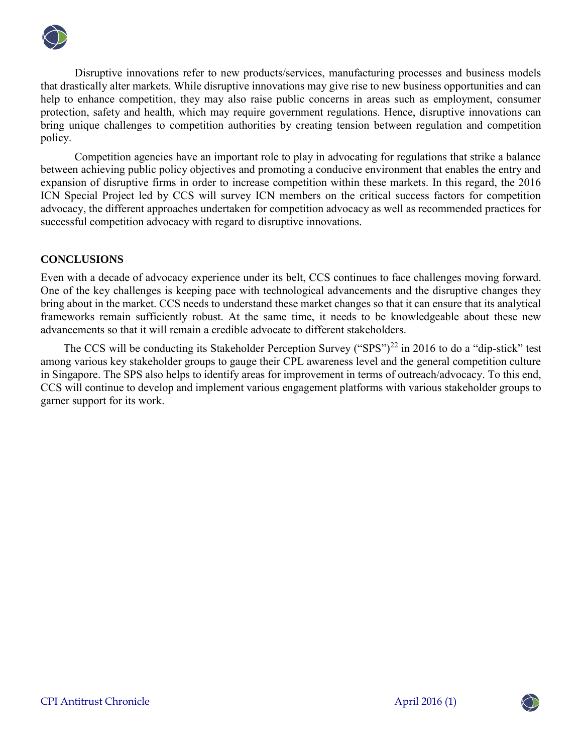Disruptive innovations refer to new products/services, manufacturing processes and business models that drastically alter markets. While disruptive innovations may give rise to new business opportunities and can help to enhance competition, they may also raise public concerns in areas such as employment, consumer protection, safety and health, which may require government regulations. Hence, disruptive innovations can bring unique challenges to competition authorities by creating tension between regulation and competition policy.

Competition agencies have an important role to play in advocating for regulations that strike a balance between achieving public policy objectives and promoting a conducive environment that enables the entry and expansion of disruptive firms in order to increase competition within these markets. In this regard, the 2016 ICN Special Project led by CCS will survey ICN members on the critical success factors for competition advocacy, the different approaches undertaken for competition advocacy as well as recommended practices for successful competition advocacy with regard to disruptive innovations.

## CONCLUSIONS

Even with a decade of advocacy experience under its belt, CCS continues to face challenges moving forward. One of the key challenges is keeping pace with technological advancements and the disruptive changes they bring about in the market. CCS needs to understand these market changes so that it can ensure that its analytical frameworks remain sufficiently robust. At the same time, it needs to be knowledgeable about these new advancements so that it will remain a credible advocate to different stakeholders.

The CCS will be conducting its Stakeholder Perception Survey ("SPS")[22] in 2016 to do a "dip-stick" test among various key stakeholder groups to gauge their CPL awareness level and the general competition culture in Singapore. The SPS also helps to identify areas for improvement in terms of outreach/advocacy. To this end, CCS will continue to develop and implement various engagement platforms with various stakeholder groups to garner support for its work.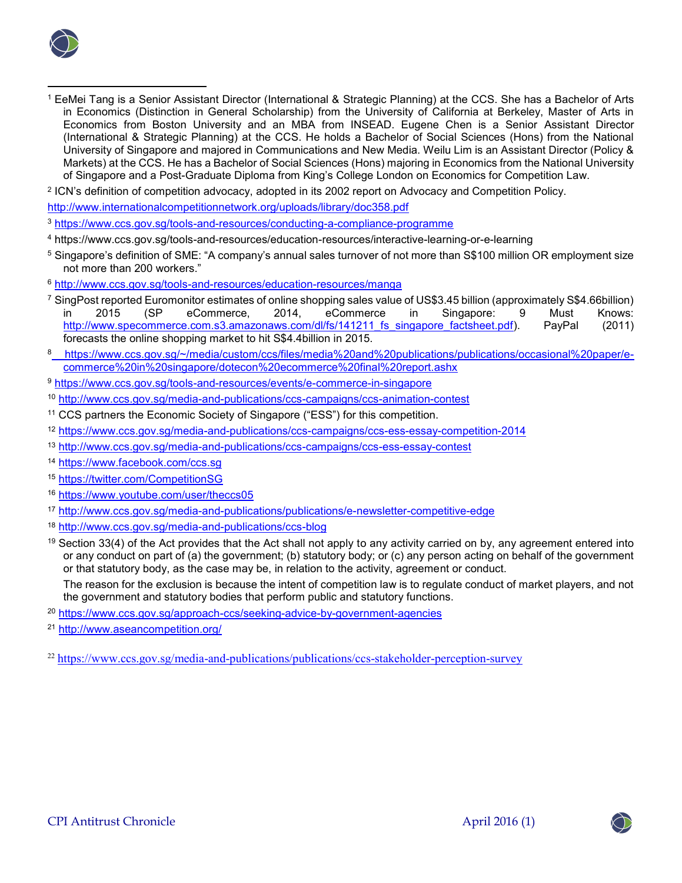[1] EeMei Tang is a Senior Assistant Director (International & Strategic Planning) at the CCS. She has a Bachelor of Arts in Economics (Distinction in General Scholarship) from the University of California at Berkeley, Master of Arts in Economics from Boston University and an MBA from INSEAD. Eugene Chen is a Senior Assistant Director (International & Strategic Planning) at the CCS. He holds a Bachelor of Social Sciences (Hons) from the National University of Singapore and majored in Communications and New Media. Weilu Lim is an Assistant Director (Policy & Markets) at the CCS. He has a Bachelor of Social Sciences (Hons) majoring in Economics from the National University of Singapore and a Post-Graduate Diploma from King's College London on Economics for Competition Law.

[2] ICN's definition of competition advocacy, adopted in its 2002 report on Advocacy and Competition Policy.

http://www.internationalcompetitionnetwork.org/uploads/library/doc358.pdf

[3] https://www.ccs.gov.sg/tools-and-resources/conducting-a-compliance-programme

[4] https://www.ccs.gov.sg/tools-and-resources/education-resources/interactive-learning-or-e-learning

[5] Singapore's definition of SME: "A company's annual sales turnover of not more than S$100 million OR employment size not more than 200 workers."

[6] http://www.ccs.gov.sg/tools-and-resources/education-resources/manga

[7] SingPost reported Euromonitor estimates of online shopping sales value of US$3.45 billion (approximately S$4.66billion) in 2015 (SP eCommerce, 2014, eCommerce in Singapore: 9 Must Knows: http://www.specommerce.com.s3.amazonaws.com/dl/fs/141211_fs_singapore_factsheet.pdf). PayPal (2011) forecasts the online shopping market to hit S$4.4billion in 2015.

[8] https://www.ccs.gov.sg/~/media/custom/ccs/files/media%20and%20publications/publications/occasional%20paper/e-commerce%20in%20singapore/dotecon%20ecommerce%20final%20report.ashx

[9] https://www.ccs.gov.sg/tools-and-resources/events/e-commerce-in-singapore

[10] http://www.ccs.gov.sg/media-and-publications/ccs-campaigns/ccs-animation-contest

[11] CCS partners the Economic Society of Singapore ("ESS") for this competition.

[12] https://www.ccs.gov.sg/media-and-publications/ccs-campaigns/ccs-ess-essay-competition-2014

[13] http://www.ccs.gov.sg/media-and-publications/ccs-campaigns/ccs-ess-essay-contest

[14] https://www.facebook.com/ccs.sg

[15] https://twitter.com/CompetitionSG

[16] https://www.youtube.com/user/theccs05

[17] http://www.ccs.gov.sg/media-and-publications/publications/e-newsletter-competitive-edge

[18] http://www.ccs.gov.sg/media-and-publications/ccs-blog

[19] Section 33(4) of the Act provides that the Act shall not apply to any activity carried on by, any agreement entered into or any conduct on part of (a) the government; (b) statutory body; or (c) any person acting on behalf of the government or that statutory body, as the case may be, in relation to the activity, agreement or conduct.

The reason for the exclusion is because the intent of competition law is to regulate conduct of market players, and not the government and statutory bodies that perform public and statutory functions.

[20] https://www.ccs.gov.sg/approach-ccs/seeking-advice-by-government-agencies

[21] http://www.aseancompetition.org/

[22] https://www.ccs.gov.sg/media-and-publications/publications/ccs-stakeholder-perception-survey